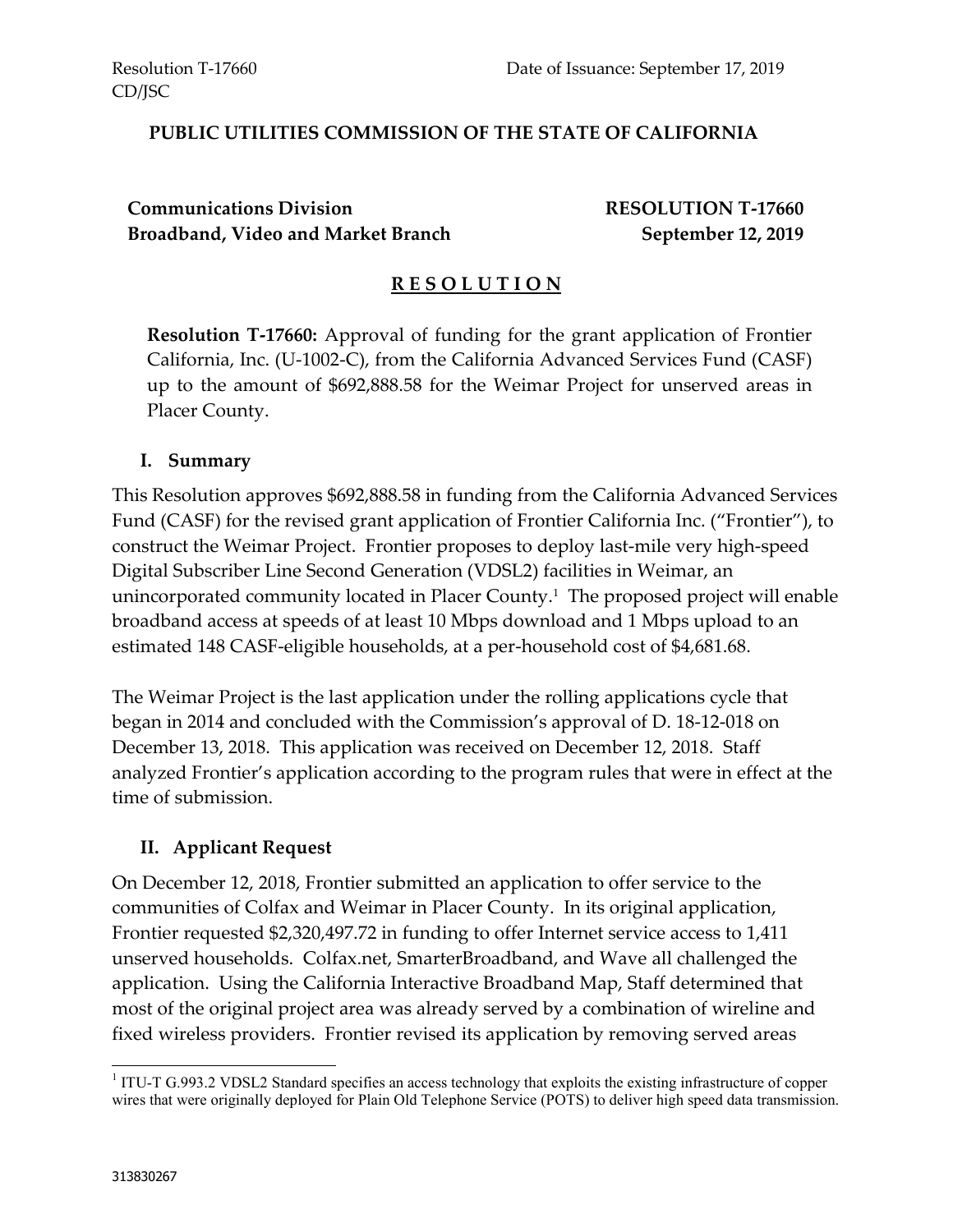Resolution T-17660
CD/JSC

Date of Issuance: September 17, 2019

**PUBLIC UTILITIES COMMISSION OF THE STATE OF CALIFORNIA**

**Communications Division**
**Broadband, Video and Market Branch**

**RESOLUTION T-17660**
**September 12, 2019**

# R E S O L U T I O N

**Resolution T-17660:** Approval of funding for the grant application of Frontier California, Inc. (U-1002-C), from the California Advanced Services Fund (CASF) up to the amount of $692,888.58 for the Weimar Project for unserved areas in Placer County.

## I. Summary

This Resolution approves $692,888.58 in funding from the California Advanced Services Fund (CASF) for the revised grant application of Frontier California Inc. ("Frontier"), to construct the Weimar Project. Frontier proposes to deploy last-mile very high-speed Digital Subscriber Line Second Generation (VDSL2) facilities in Weimar, an unincorporated community located in Placer County.[1] The proposed project will enable broadband access at speeds of at least 10 Mbps download and 1 Mbps upload to an estimated 148 CASF-eligible households, at a per-household cost of $4,681.68.

The Weimar Project is the last application under the rolling applications cycle that began in 2014 and concluded with the Commission's approval of D. 18-12-018 on December 13, 2018. This application was received on December 12, 2018. Staff analyzed Frontier's application according to the program rules that were in effect at the time of submission.

## II. Applicant Request

On December 12, 2018, Frontier submitted an application to offer service to the communities of Colfax and Weimar in Placer County. In its original application, Frontier requested $2,320,497.72 in funding to offer Internet service access to 1,411 unserved households. Colfax.net, SmarterBroadband, and Wave all challenged the application. Using the California Interactive Broadband Map, Staff determined that most of the original project area was already served by a combination of wireline and fixed wireless providers. Frontier revised its application by removing served areas

---

[1] ITU-T G.993.2 VDSL2 Standard specifies an access technology that exploits the existing infrastructure of copper wires that were originally deployed for Plain Old Telephone Service (POTS) to deliver high speed data transmission.

313830267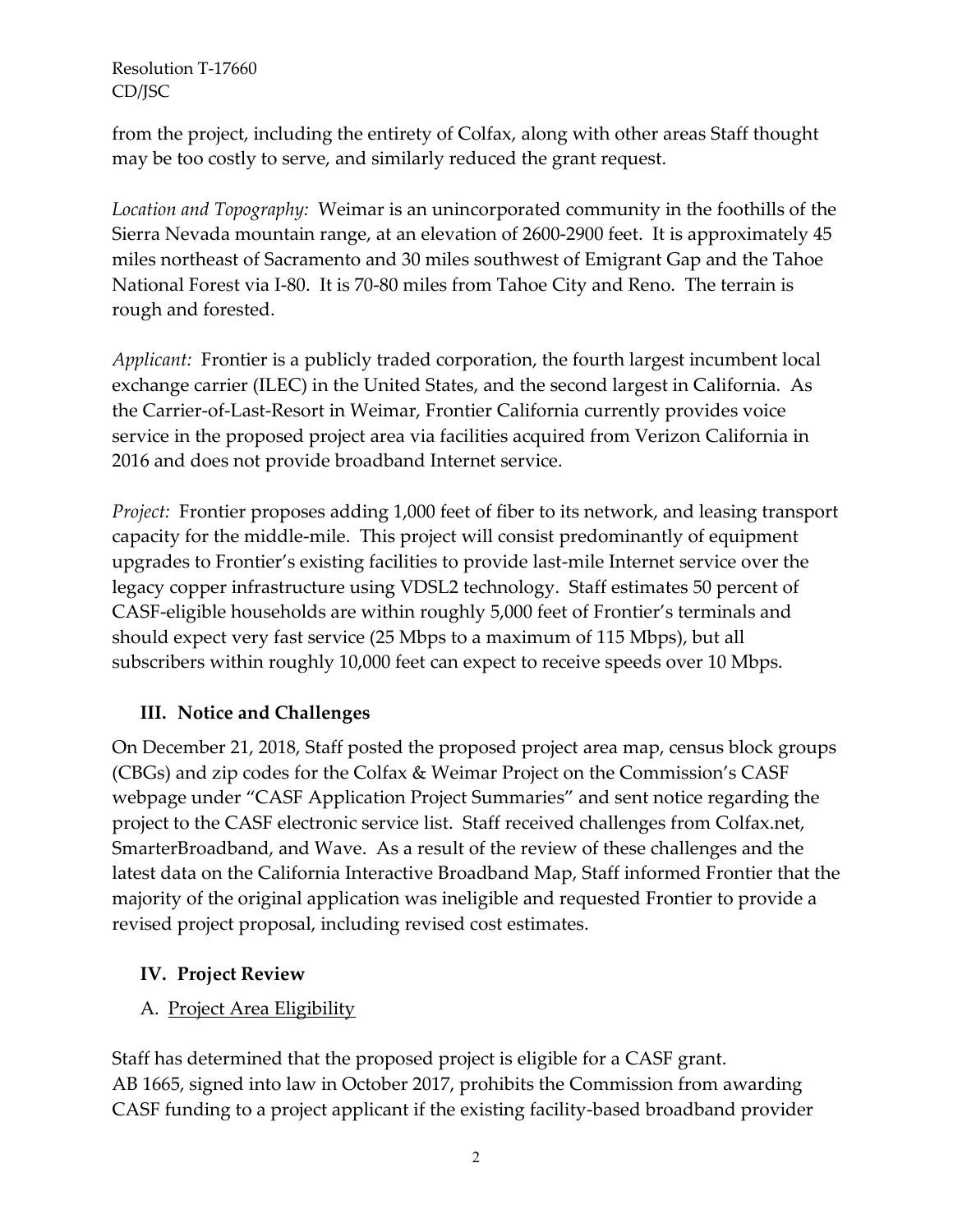from the project, including the entirety of Colfax, along with other areas Staff thought may be too costly to serve, and similarly reduced the grant request.

*Location and Topography:* Weimar is an unincorporated community in the foothills of the Sierra Nevada mountain range, at an elevation of 2600-2900 feet. It is approximately 45 miles northeast of Sacramento and 30 miles southwest of Emigrant Gap and the Tahoe National Forest via I-80. It is 70-80 miles from Tahoe City and Reno. The terrain is rough and forested.

*Applicant:* Frontier is a publicly traded corporation, the fourth largest incumbent local exchange carrier (ILEC) in the United States, and the second largest in California. As the Carrier-of-Last-Resort in Weimar, Frontier California currently provides voice service in the proposed project area via facilities acquired from Verizon California in 2016 and does not provide broadband Internet service.

*Project:* Frontier proposes adding 1,000 feet of fiber to its network, and leasing transport capacity for the middle-mile. This project will consist predominantly of equipment upgrades to Frontier's existing facilities to provide last-mile Internet service over the legacy copper infrastructure using VDSL2 technology. Staff estimates 50 percent of CASF-eligible households are within roughly 5,000 feet of Frontier's terminals and should expect very fast service (25 Mbps to a maximum of 115 Mbps), but all subscribers within roughly 10,000 feet can expect to receive speeds over 10 Mbps.

## III. Notice and Challenges

On December 21, 2018, Staff posted the proposed project area map, census block groups (CBGs) and zip codes for the Colfax & Weimar Project on the Commission's CASF webpage under "CASF Application Project Summaries" and sent notice regarding the project to the CASF electronic service list. Staff received challenges from Colfax.net, SmarterBroadband, and Wave. As a result of the review of these challenges and the latest data on the California Interactive Broadband Map, Staff informed Frontier that the majority of the original application was ineligible and requested Frontier to provide a revised project proposal, including revised cost estimates.

## IV. Project Review

### A. <u>Project Area Eligibility</u>

Staff has determined that the proposed project is eligible for a CASF grant. AB 1665, signed into law in October 2017, prohibits the Commission from awarding CASF funding to a project applicant if the existing facility-based broadband provider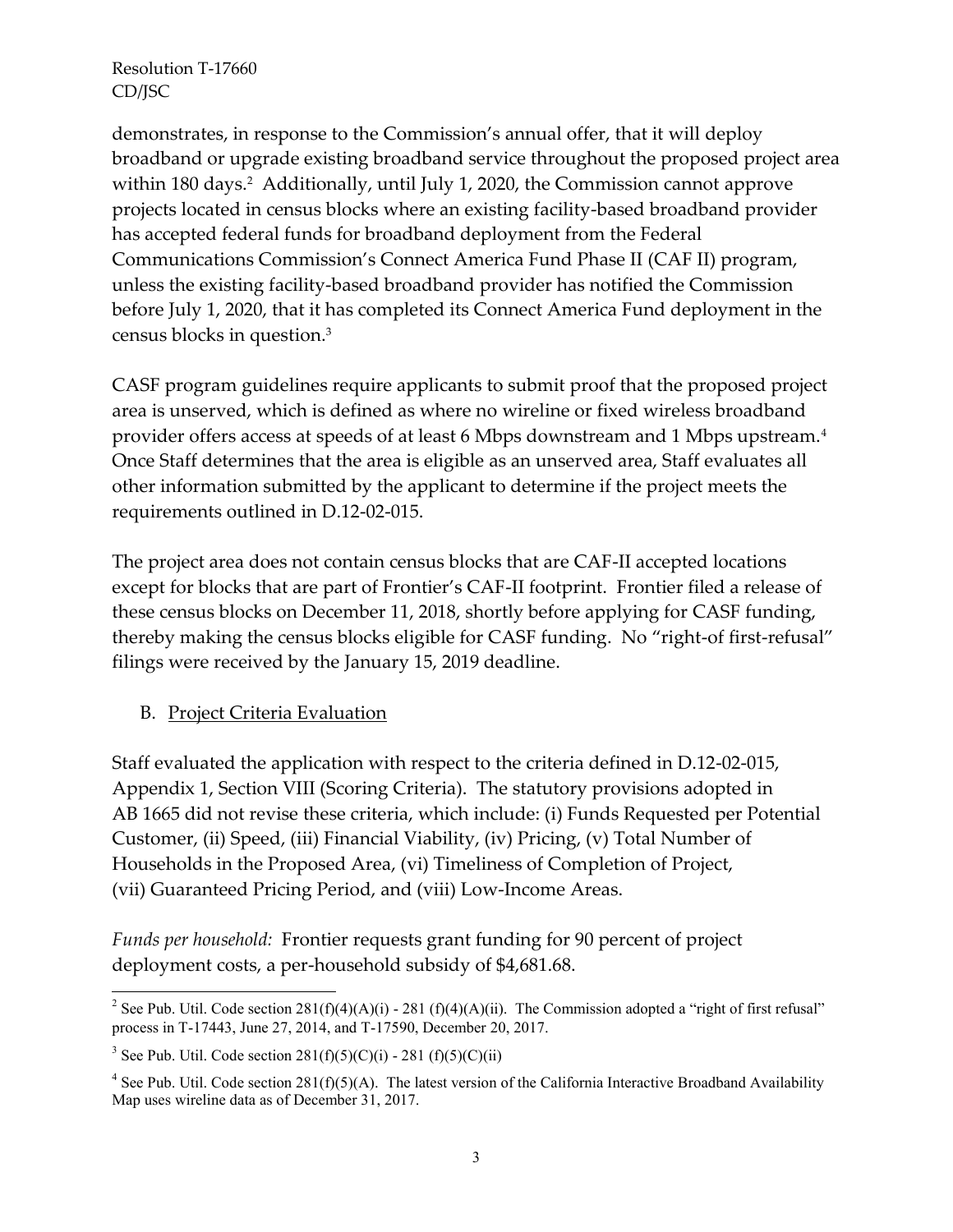demonstrates, in response to the Commission's annual offer, that it will deploy broadband or upgrade existing broadband service throughout the proposed project area within 180 days.[2] Additionally, until July 1, 2020, the Commission cannot approve projects located in census blocks where an existing facility-based broadband provider has accepted federal funds for broadband deployment from the Federal Communications Commission's Connect America Fund Phase II (CAF II) program, unless the existing facility-based broadband provider has notified the Commission before July 1, 2020, that it has completed its Connect America Fund deployment in the census blocks in question.[3]

CASF program guidelines require applicants to submit proof that the proposed project area is unserved, which is defined as where no wireline or fixed wireless broadband provider offers access at speeds of at least 6 Mbps downstream and 1 Mbps upstream.[4] Once Staff determines that the area is eligible as an unserved area, Staff evaluates all other information submitted by the applicant to determine if the project meets the requirements outlined in D.12-02-015.

The project area does not contain census blocks that are CAF-II accepted locations except for blocks that are part of Frontier's CAF-II footprint. Frontier filed a release of these census blocks on December 11, 2018, shortly before applying for CASF funding, thereby making the census blocks eligible for CASF funding. No "right-of first-refusal" filings were received by the January 15, 2019 deadline.

B. Project Criteria Evaluation

Staff evaluated the application with respect to the criteria defined in D.12-02-015, Appendix 1, Section VIII (Scoring Criteria). The statutory provisions adopted in AB 1665 did not revise these criteria, which include: (i) Funds Requested per Potential Customer, (ii) Speed, (iii) Financial Viability, (iv) Pricing, (v) Total Number of Households in the Proposed Area, (vi) Timeliness of Completion of Project, (vii) Guaranteed Pricing Period, and (viii) Low-Income Areas.

*Funds per household:* Frontier requests grant funding for 90 percent of project deployment costs, a per-household subsidy of $4,681.68.

---

[2] See Pub. Util. Code section 281(f)(4)(A)(i) - 281 (f)(4)(A)(ii). The Commission adopted a "right of first refusal" process in T-17443, June 27, 2014, and T-17590, December 20, 2017.

[3] See Pub. Util. Code section 281(f)(5)(C)(i) - 281 (f)(5)(C)(ii)

[4] See Pub. Util. Code section 281(f)(5)(A). The latest version of the California Interactive Broadband Availability Map uses wireline data as of December 31, 2017.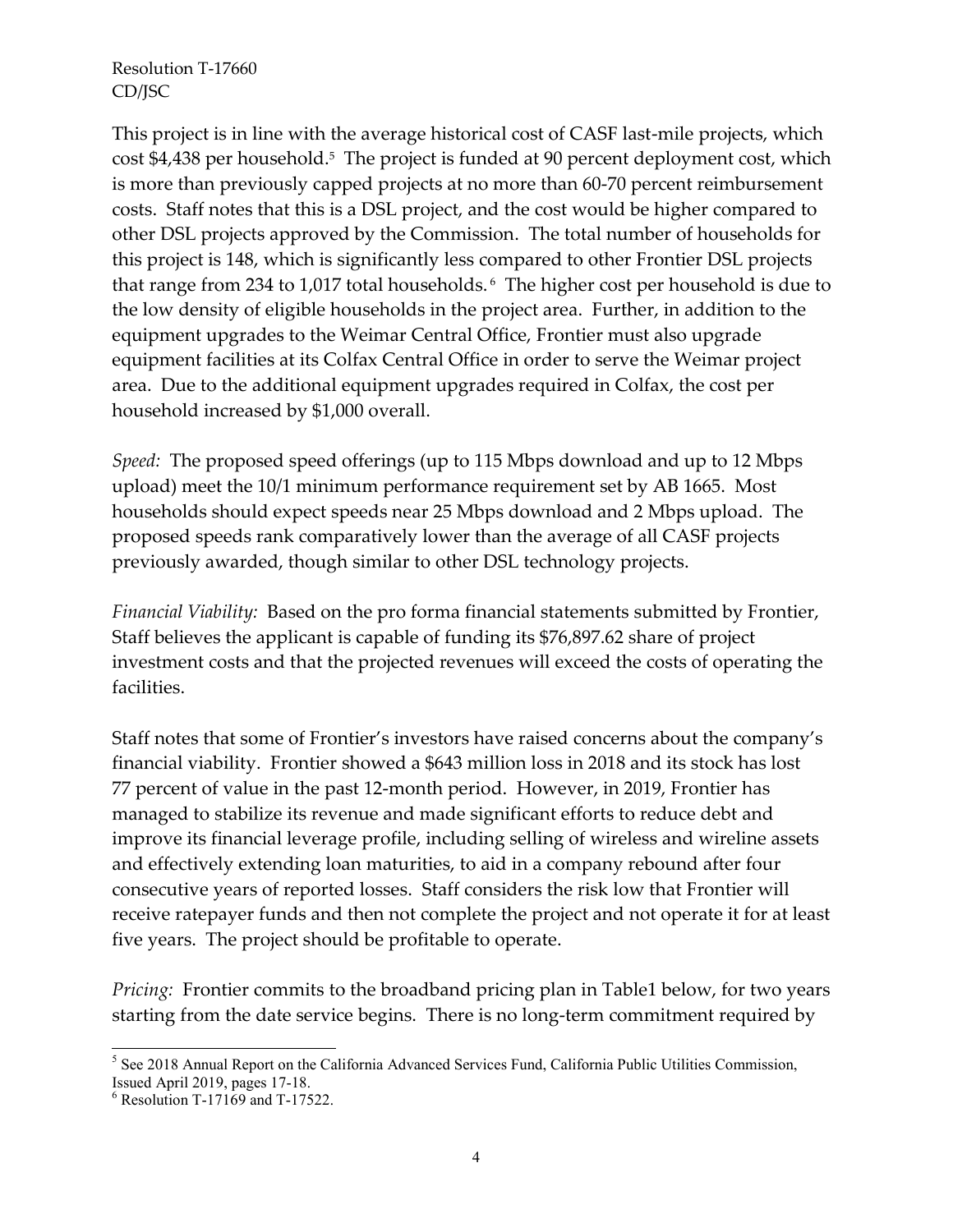This project is in line with the average historical cost of CASF last-mile projects, which cost $4,438 per household.[5] The project is funded at 90 percent deployment cost, which is more than previously capped projects at no more than 60-70 percent reimbursement costs. Staff notes that this is a DSL project, and the cost would be higher compared to other DSL projects approved by the Commission. The total number of households for this project is 148, which is significantly less compared to other Frontier DSL projects that range from 234 to 1,017 total households.[6] The higher cost per household is due to the low density of eligible households in the project area. Further, in addition to the equipment upgrades to the Weimar Central Office, Frontier must also upgrade equipment facilities at its Colfax Central Office in order to serve the Weimar project area. Due to the additional equipment upgrades required in Colfax, the cost per household increased by $1,000 overall.

*Speed:* The proposed speed offerings (up to 115 Mbps download and up to 12 Mbps upload) meet the 10/1 minimum performance requirement set by AB 1665. Most households should expect speeds near 25 Mbps download and 2 Mbps upload. The proposed speeds rank comparatively lower than the average of all CASF projects previously awarded, though similar to other DSL technology projects.

*Financial Viability:* Based on the pro forma financial statements submitted by Frontier, Staff believes the applicant is capable of funding its $76,897.62 share of project investment costs and that the projected revenues will exceed the costs of operating the facilities.

Staff notes that some of Frontier's investors have raised concerns about the company's financial viability. Frontier showed a $643 million loss in 2018 and its stock has lost 77 percent of value in the past 12-month period. However, in 2019, Frontier has managed to stabilize its revenue and made significant efforts to reduce debt and improve its financial leverage profile, including selling of wireless and wireline assets and effectively extending loan maturities, to aid in a company rebound after four consecutive years of reported losses. Staff considers the risk low that Frontier will receive ratepayer funds and then not complete the project and not operate it for at least five years. The project should be profitable to operate.

*Pricing:* Frontier commits to the broadband pricing plan in Table1 below, for two years starting from the date service begins. There is no long-term commitment required by

---

[5] See 2018 Annual Report on the California Advanced Services Fund, California Public Utilities Commission, Issued April 2019, pages 17-18.

[6] Resolution T-17169 and T-17522.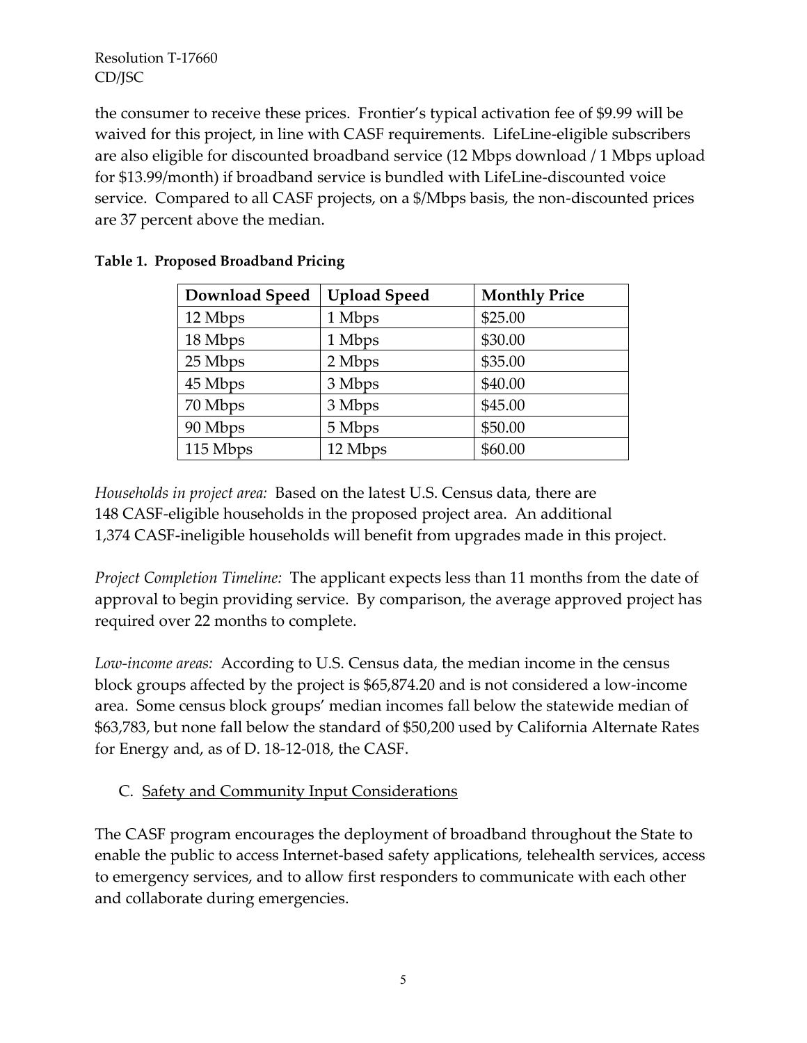the consumer to receive these prices. Frontier's typical activation fee of $9.99 will be waived for this project, in line with CASF requirements. LifeLine-eligible subscribers are also eligible for discounted broadband service (12 Mbps download / 1 Mbps upload for $13.99/month) if broadband service is bundled with LifeLine-discounted voice service. Compared to all CASF projects, on a $/Mbps basis, the non-discounted prices are 37 percent above the median.

**Table 1. Proposed Broadband Pricing**

| Download Speed | Upload Speed | Monthly Price |
|---|---|---|
| 12 Mbps | 1 Mbps | $25.00 |
| 18 Mbps | 1 Mbps | $30.00 |
| 25 Mbps | 2 Mbps | $35.00 |
| 45 Mbps | 3 Mbps | $40.00 |
| 70 Mbps | 3 Mbps | $45.00 |
| 90 Mbps | 5 Mbps | $50.00 |
| 115 Mbps | 12 Mbps | $60.00 |

*Households in project area:* Based on the latest U.S. Census data, there are 148 CASF-eligible households in the proposed project area. An additional 1,374 CASF-ineligible households will benefit from upgrades made in this project.

*Project Completion Timeline:* The applicant expects less than 11 months from the date of approval to begin providing service. By comparison, the average approved project has required over 22 months to complete.

*Low-income areas:* According to U.S. Census data, the median income in the census block groups affected by the project is $65,874.20 and is not considered a low-income area. Some census block groups' median incomes fall below the statewide median of $63,783, but none fall below the standard of $50,200 used by California Alternate Rates for Energy and, as of D. 18-12-018, the CASF.

C. Safety and Community Input Considerations

The CASF program encourages the deployment of broadband throughout the State to enable the public to access Internet-based safety applications, telehealth services, access to emergency services, and to allow first responders to communicate with each other and collaborate during emergencies.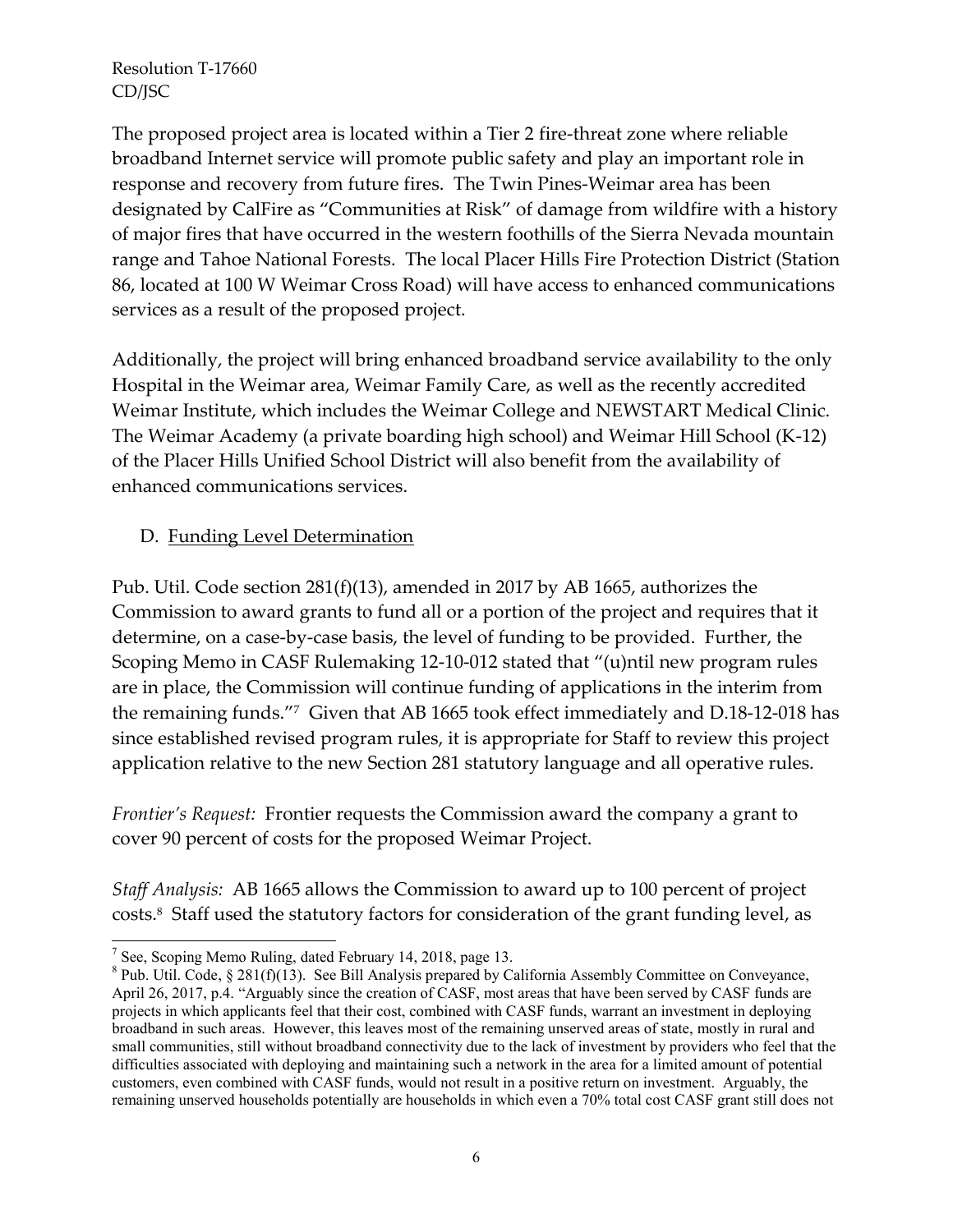The proposed project area is located within a Tier 2 fire-threat zone where reliable broadband Internet service will promote public safety and play an important role in response and recovery from future fires. The Twin Pines-Weimar area has been designated by CalFire as "Communities at Risk" of damage from wildfire with a history of major fires that have occurred in the western foothills of the Sierra Nevada mountain range and Tahoe National Forests. The local Placer Hills Fire Protection District (Station 86, located at 100 W Weimar Cross Road) will have access to enhanced communications services as a result of the proposed project.

Additionally, the project will bring enhanced broadband service availability to the only Hospital in the Weimar area, Weimar Family Care, as well as the recently accredited Weimar Institute, which includes the Weimar College and NEWSTART Medical Clinic. The Weimar Academy (a private boarding high school) and Weimar Hill School (K-12) of the Placer Hills Unified School District will also benefit from the availability of enhanced communications services.

D. <u>Funding Level Determination</u>

Pub. Util. Code section 281(f)(13), amended in 2017 by AB 1665, authorizes the Commission to award grants to fund all or a portion of the project and requires that it determine, on a case-by-case basis, the level of funding to be provided. Further, the Scoping Memo in CASF Rulemaking 12-10-012 stated that "(u)ntil new program rules are in place, the Commission will continue funding of applications in the interim from the remaining funds."[7] Given that AB 1665 took effect immediately and D.18-12-018 has since established revised program rules, it is appropriate for Staff to review this project application relative to the new Section 281 statutory language and all operative rules.

*Frontier's Request:* Frontier requests the Commission award the company a grant to cover 90 percent of costs for the proposed Weimar Project.

*Staff Analysis:* AB 1665 allows the Commission to award up to 100 percent of project costs.[8] Staff used the statutory factors for consideration of the grant funding level, as

---

[7] See, Scoping Memo Ruling, dated February 14, 2018, page 13.

[8] Pub. Util. Code, § 281(f)(13). See Bill Analysis prepared by California Assembly Committee on Conveyance, April 26, 2017, p.4. "Arguably since the creation of CASF, most areas that have been served by CASF funds are projects in which applicants feel that their cost, combined with CASF funds, warrant an investment in deploying broadband in such areas. However, this leaves most of the remaining unserved areas of state, mostly in rural and small communities, still without broadband connectivity due to the lack of investment by providers who feel that the difficulties associated with deploying and maintaining such a network in the area for a limited amount of potential customers, even combined with CASF funds, would not result in a positive return on investment. Arguably, the remaining unserved households potentially are households in which even a 70% total cost CASF grant still does not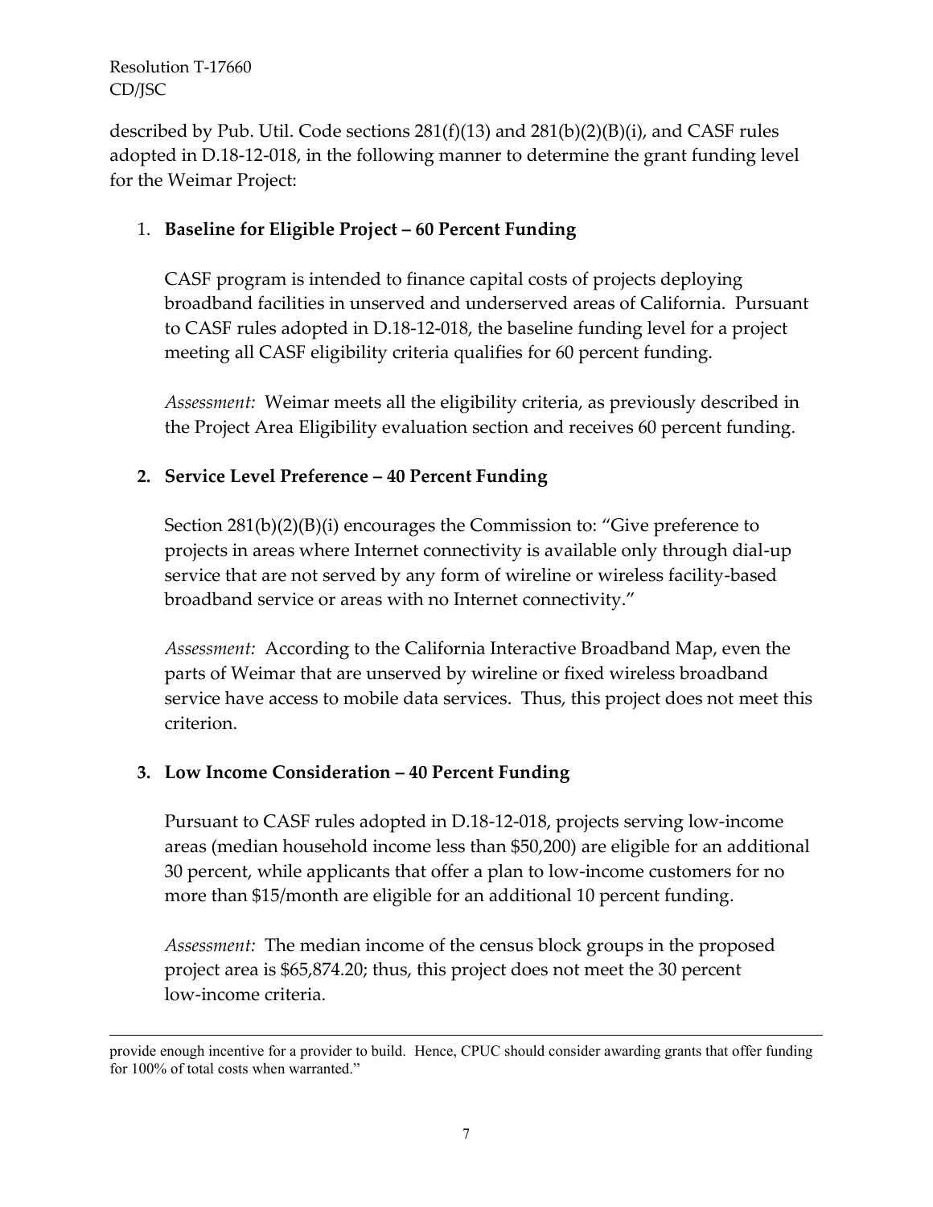described by Pub. Util. Code sections 281(f)(13) and 281(b)(2)(B)(i), and CASF rules adopted in D.18-12-018, in the following manner to determine the grant funding level for the Weimar Project:

1. **Baseline for Eligible Project – 60 Percent Funding**

   CASF program is intended to finance capital costs of projects deploying broadband facilities in unserved and underserved areas of California. Pursuant to CASF rules adopted in D.18-12-018, the baseline funding level for a project meeting all CASF eligibility criteria qualifies for 60 percent funding.

   *Assessment:* Weimar meets all the eligibility criteria, as previously described in the Project Area Eligibility evaluation section and receives 60 percent funding.

2. **Service Level Preference – 40 Percent Funding**

   Section 281(b)(2)(B)(i) encourages the Commission to: "Give preference to projects in areas where Internet connectivity is available only through dial-up service that are not served by any form of wireline or wireless facility-based broadband service or areas with no Internet connectivity."

   *Assessment:* According to the California Interactive Broadband Map, even the parts of Weimar that are unserved by wireline or fixed wireless broadband service have access to mobile data services. Thus, this project does not meet this criterion.

3. **Low Income Consideration – 40 Percent Funding**

   Pursuant to CASF rules adopted in D.18-12-018, projects serving low-income areas (median household income less than $50,200) are eligible for an additional 30 percent, while applicants that offer a plan to low-income customers for no more than $15/month are eligible for an additional 10 percent funding.

   *Assessment:* The median income of the census block groups in the proposed project area is $65,874.20; thus, this project does not meet the 30 percent low-income criteria.

---

provide enough incentive for a provider to build. Hence, CPUC should consider awarding grants that offer funding for 100% of total costs when warranted."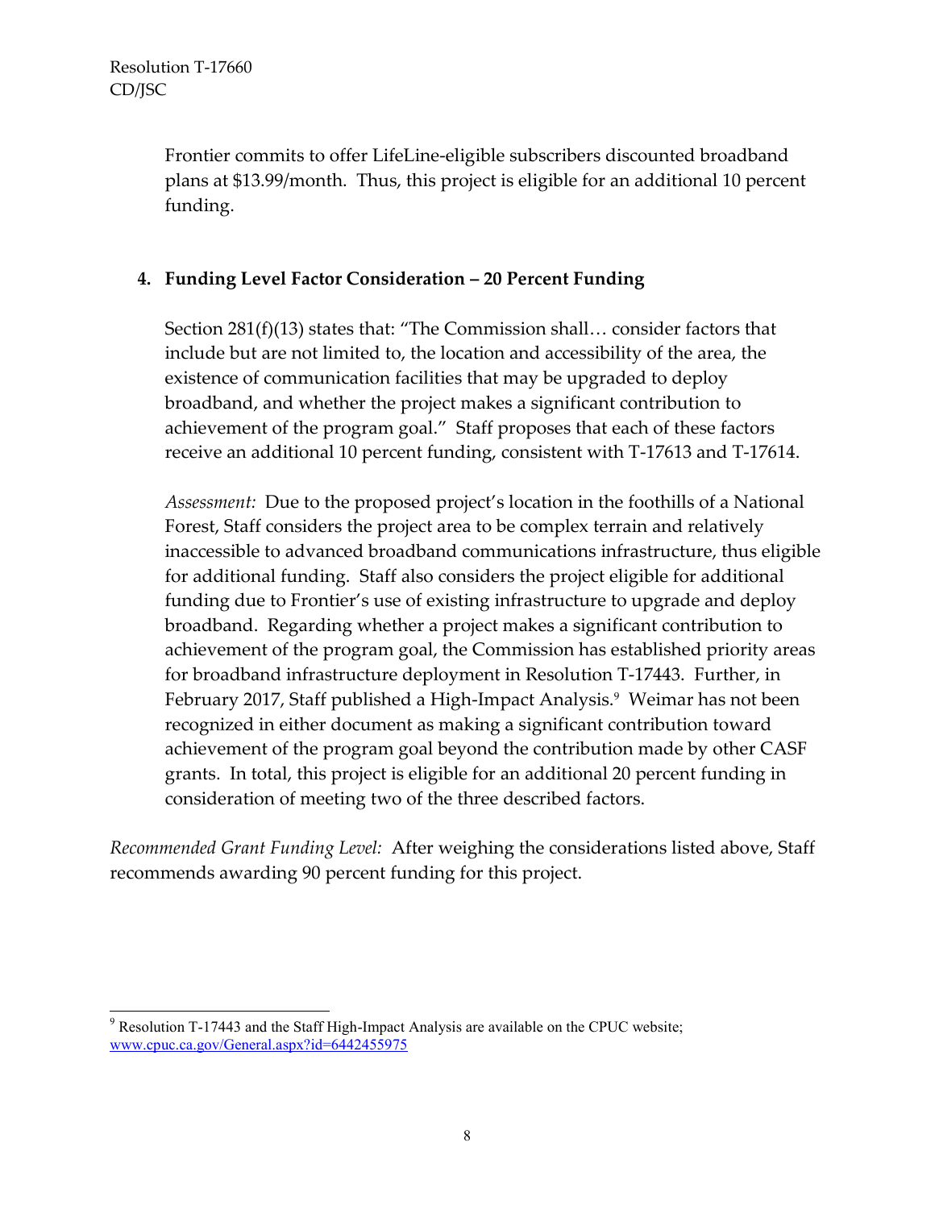Frontier commits to offer LifeLine-eligible subscribers discounted broadband plans at $13.99/month. Thus, this project is eligible for an additional 10 percent funding.

4. **Funding Level Factor Consideration – 20 Percent Funding**

Section 281(f)(13) states that: "The Commission shall… consider factors that include but are not limited to, the location and accessibility of the area, the existence of communication facilities that may be upgraded to deploy broadband, and whether the project makes a significant contribution to achievement of the program goal." Staff proposes that each of these factors receive an additional 10 percent funding, consistent with T-17613 and T-17614.

*Assessment:* Due to the proposed project's location in the foothills of a National Forest, Staff considers the project area to be complex terrain and relatively inaccessible to advanced broadband communications infrastructure, thus eligible for additional funding. Staff also considers the project eligible for additional funding due to Frontier's use of existing infrastructure to upgrade and deploy broadband. Regarding whether a project makes a significant contribution to achievement of the program goal, the Commission has established priority areas for broadband infrastructure deployment in Resolution T-17443. Further, in February 2017, Staff published a High-Impact Analysis.[9] Weimar has not been recognized in either document as making a significant contribution toward achievement of the program goal beyond the contribution made by other CASF grants. In total, this project is eligible for an additional 20 percent funding in consideration of meeting two of the three described factors.

*Recommended Grant Funding Level:* After weighing the considerations listed above, Staff recommends awarding 90 percent funding for this project.

[9] Resolution T-17443 and the Staff High-Impact Analysis are available on the CPUC website; www.cpuc.ca.gov/General.aspx?id=6442455975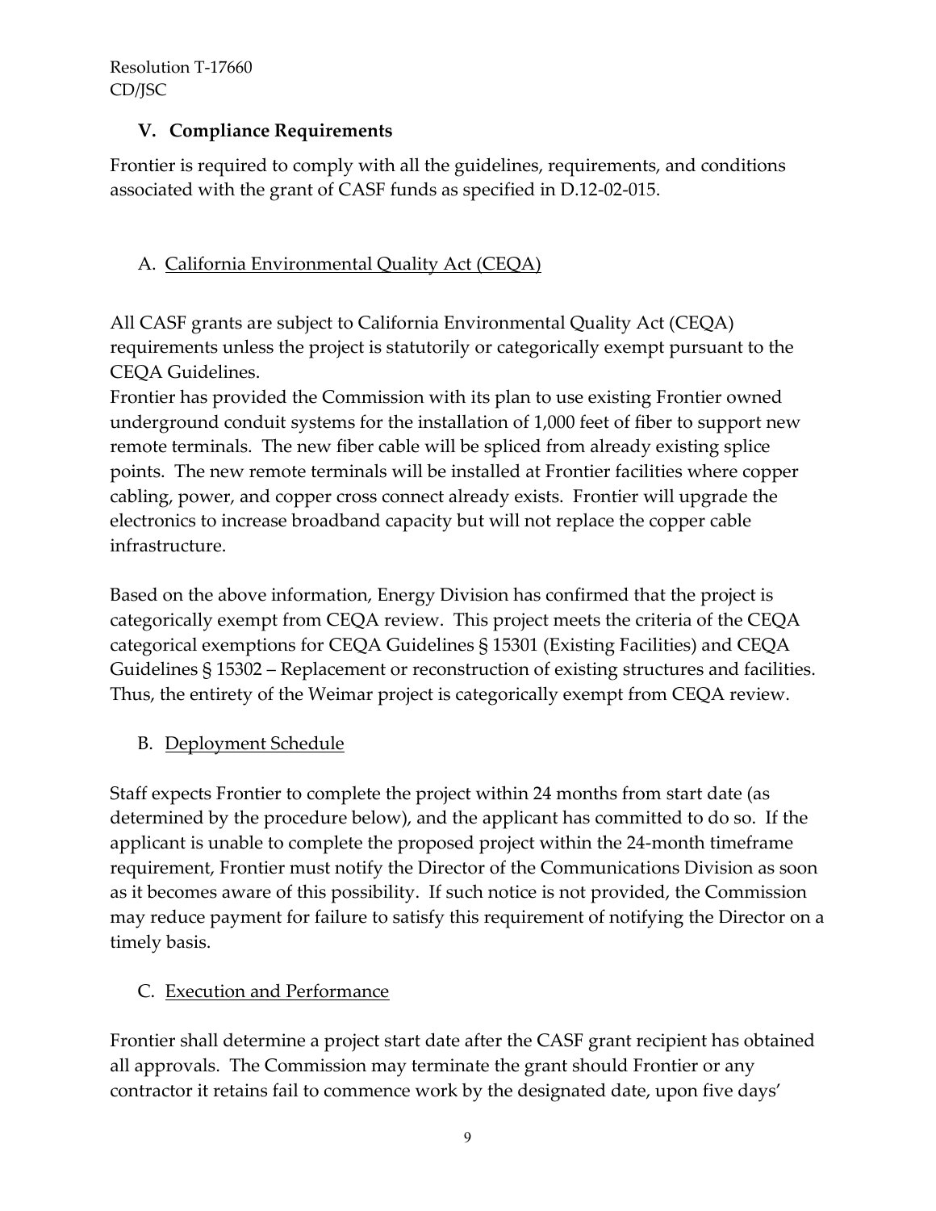## V. Compliance Requirements

Frontier is required to comply with all the guidelines, requirements, and conditions associated with the grant of CASF funds as specified in D.12-02-015.

### A. California Environmental Quality Act (CEQA)

All CASF grants are subject to California Environmental Quality Act (CEQA) requirements unless the project is statutorily or categorically exempt pursuant to the CEQA Guidelines.

Frontier has provided the Commission with its plan to use existing Frontier owned underground conduit systems for the installation of 1,000 feet of fiber to support new remote terminals. The new fiber cable will be spliced from already existing splice points. The new remote terminals will be installed at Frontier facilities where copper cabling, power, and copper cross connect already exists. Frontier will upgrade the electronics to increase broadband capacity but will not replace the copper cable infrastructure.

Based on the above information, Energy Division has confirmed that the project is categorically exempt from CEQA review. This project meets the criteria of the CEQA categorical exemptions for CEQA Guidelines § 15301 (Existing Facilities) and CEQA Guidelines § 15302 – Replacement or reconstruction of existing structures and facilities. Thus, the entirety of the Weimar project is categorically exempt from CEQA review.

### B. Deployment Schedule

Staff expects Frontier to complete the project within 24 months from start date (as determined by the procedure below), and the applicant has committed to do so. If the applicant is unable to complete the proposed project within the 24-month timeframe requirement, Frontier must notify the Director of the Communications Division as soon as it becomes aware of this possibility. If such notice is not provided, the Commission may reduce payment for failure to satisfy this requirement of notifying the Director on a timely basis.

### C. Execution and Performance

Frontier shall determine a project start date after the CASF grant recipient has obtained all approvals. The Commission may terminate the grant should Frontier or any contractor it retains fail to commence work by the designated date, upon five days'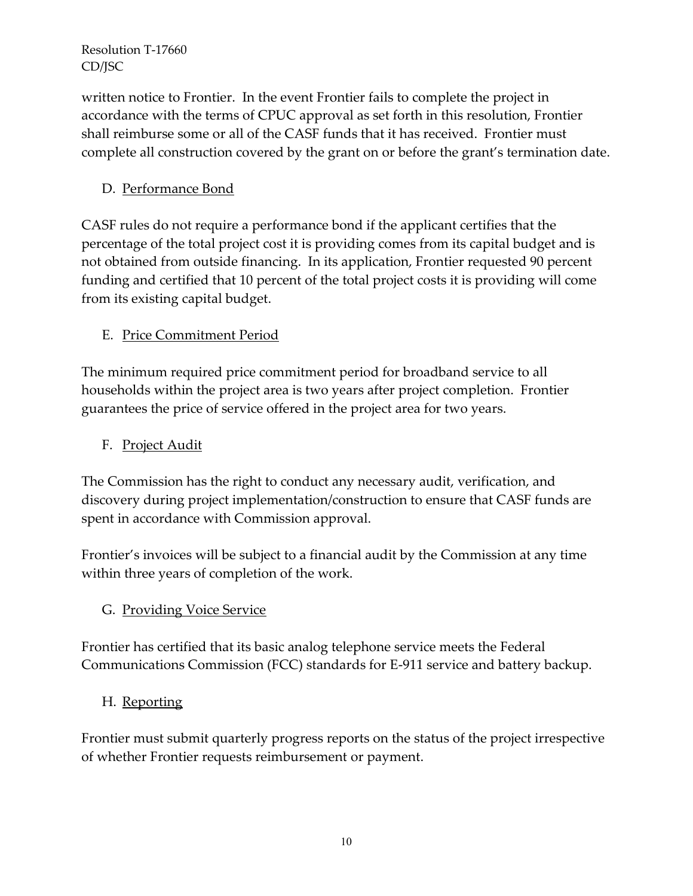written notice to Frontier. In the event Frontier fails to complete the project in accordance with the terms of CPUC approval as set forth in this resolution, Frontier shall reimburse some or all of the CASF funds that it has received. Frontier must complete all construction covered by the grant on or before the grant's termination date.

### D. Performance Bond

CASF rules do not require a performance bond if the applicant certifies that the percentage of the total project cost it is providing comes from its capital budget and is not obtained from outside financing. In its application, Frontier requested 90 percent funding and certified that 10 percent of the total project costs it is providing will come from its existing capital budget.

### E. Price Commitment Period

The minimum required price commitment period for broadband service to all households within the project area is two years after project completion. Frontier guarantees the price of service offered in the project area for two years.

### F. Project Audit

The Commission has the right to conduct any necessary audit, verification, and discovery during project implementation/construction to ensure that CASF funds are spent in accordance with Commission approval.

Frontier's invoices will be subject to a financial audit by the Commission at any time within three years of completion of the work.

### G. Providing Voice Service

Frontier has certified that its basic analog telephone service meets the Federal Communications Commission (FCC) standards for E-911 service and battery backup.

### H. Reporting

Frontier must submit quarterly progress reports on the status of the project irrespective of whether Frontier requests reimbursement or payment.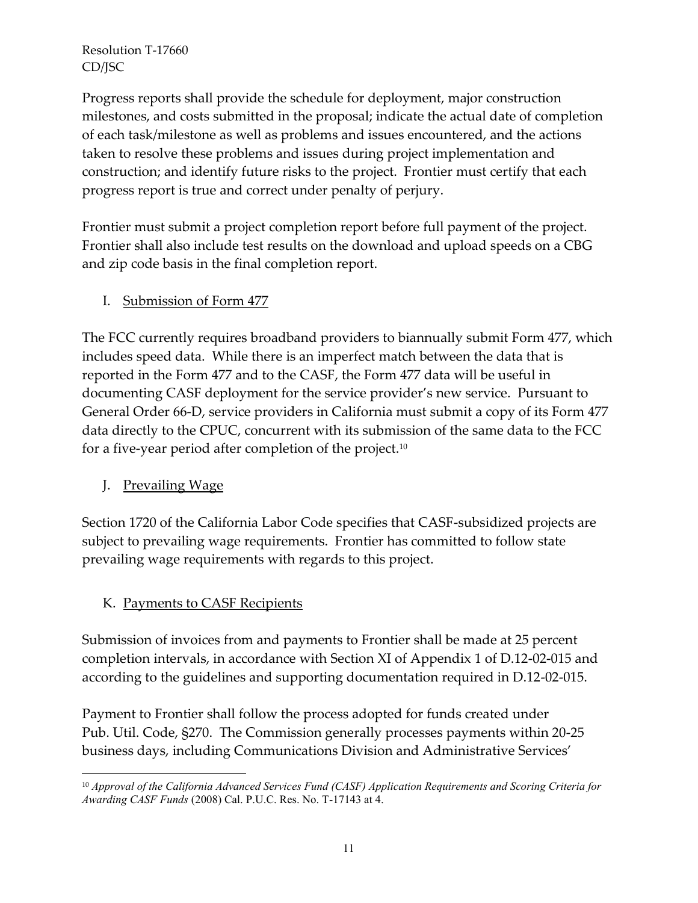Progress reports shall provide the schedule for deployment, major construction milestones, and costs submitted in the proposal; indicate the actual date of completion of each task/milestone as well as problems and issues encountered, and the actions taken to resolve these problems and issues during project implementation and construction; and identify future risks to the project. Frontier must certify that each progress report is true and correct under penalty of perjury.

Frontier must submit a project completion report before full payment of the project. Frontier shall also include test results on the download and upload speeds on a CBG and zip code basis in the final completion report.

## I. Submission of Form 477

The FCC currently requires broadband providers to biannually submit Form 477, which includes speed data. While there is an imperfect match between the data that is reported in the Form 477 and to the CASF, the Form 477 data will be useful in documenting CASF deployment for the service provider's new service. Pursuant to General Order 66-D, service providers in California must submit a copy of its Form 477 data directly to the CPUC, concurrent with its submission of the same data to the FCC for a five-year period after completion of the project.[10]

## J. Prevailing Wage

Section 1720 of the California Labor Code specifies that CASF-subsidized projects are subject to prevailing wage requirements. Frontier has committed to follow state prevailing wage requirements with regards to this project.

## K. Payments to CASF Recipients

Submission of invoices from and payments to Frontier shall be made at 25 percent completion intervals, in accordance with Section XI of Appendix 1 of D.12-02-015 and according to the guidelines and supporting documentation required in D.12-02-015.

Payment to Frontier shall follow the process adopted for funds created under Pub. Util. Code, §270. The Commission generally processes payments within 20-25 business days, including Communications Division and Administrative Services'

---

[10] *Approval of the California Advanced Services Fund (CASF) Application Requirements and Scoring Criteria for Awarding CASF Funds* (2008) Cal. P.U.C. Res. No. T-17143 at 4.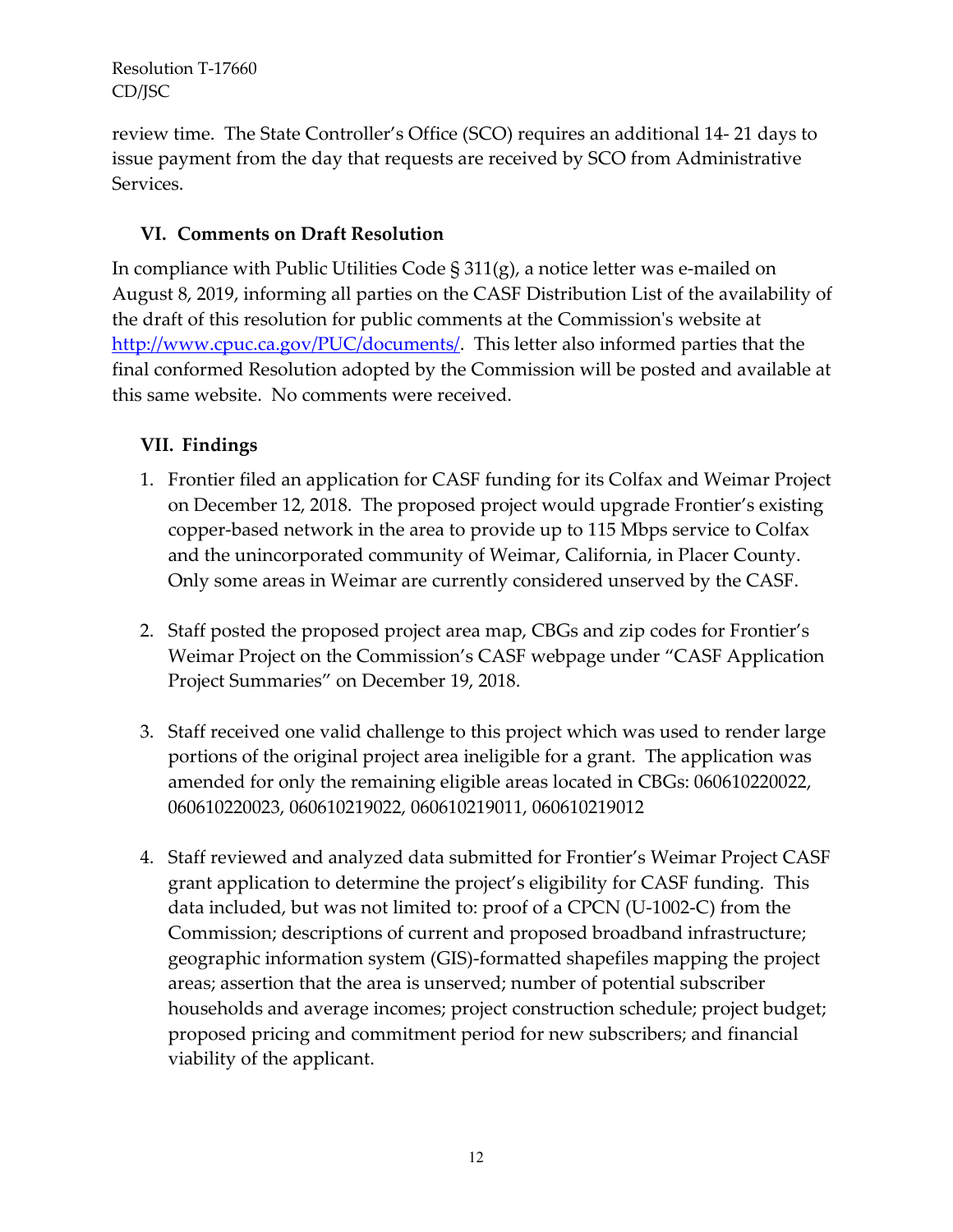review time. The State Controller's Office (SCO) requires an additional 14- 21 days to issue payment from the day that requests are received by SCO from Administrative Services.

## VI. Comments on Draft Resolution

In compliance with Public Utilities Code § 311(g), a notice letter was e-mailed on August 8, 2019, informing all parties on the CASF Distribution List of the availability of the draft of this resolution for public comments at the Commission's website at http://www.cpuc.ca.gov/PUC/documents/. This letter also informed parties that the final conformed Resolution adopted by the Commission will be posted and available at this same website. No comments were received.

## VII. Findings

1. Frontier filed an application for CASF funding for its Colfax and Weimar Project on December 12, 2018. The proposed project would upgrade Frontier's existing copper-based network in the area to provide up to 115 Mbps service to Colfax and the unincorporated community of Weimar, California, in Placer County. Only some areas in Weimar are currently considered unserved by the CASF.

2. Staff posted the proposed project area map, CBGs and zip codes for Frontier's Weimar Project on the Commission's CASF webpage under "CASF Application Project Summaries" on December 19, 2018.

3. Staff received one valid challenge to this project which was used to render large portions of the original project area ineligible for a grant. The application was amended for only the remaining eligible areas located in CBGs: 060610220022, 060610220023, 060610219022, 060610219011, 060610219012

4. Staff reviewed and analyzed data submitted for Frontier's Weimar Project CASF grant application to determine the project's eligibility for CASF funding. This data included, but was not limited to: proof of a CPCN (U-1002-C) from the Commission; descriptions of current and proposed broadband infrastructure; geographic information system (GIS)-formatted shapefiles mapping the project areas; assertion that the area is unserved; number of potential subscriber households and average incomes; project construction schedule; project budget; proposed pricing and commitment period for new subscribers; and financial viability of the applicant.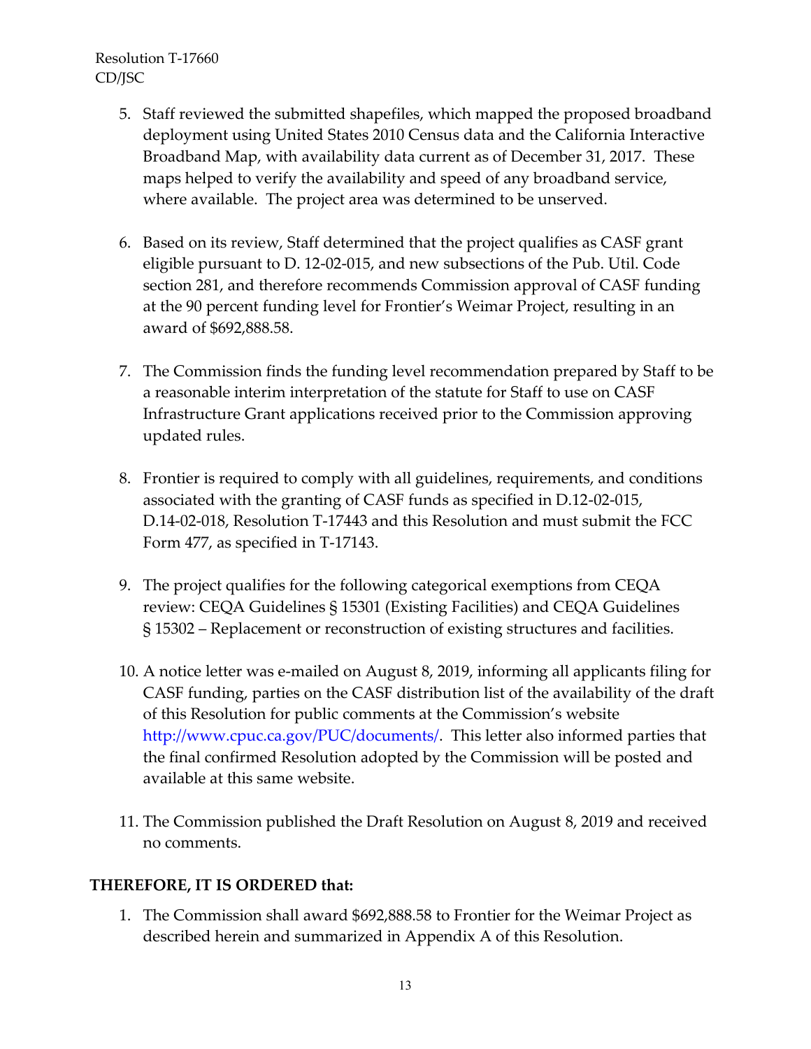5. Staff reviewed the submitted shapefiles, which mapped the proposed broadband deployment using United States 2010 Census data and the California Interactive Broadband Map, with availability data current as of December 31, 2017. These maps helped to verify the availability and speed of any broadband service, where available. The project area was determined to be unserved.

6. Based on its review, Staff determined that the project qualifies as CASF grant eligible pursuant to D. 12-02-015, and new subsections of the Pub. Util. Code section 281, and therefore recommends Commission approval of CASF funding at the 90 percent funding level for Frontier's Weimar Project, resulting in an award of $692,888.58.

7. The Commission finds the funding level recommendation prepared by Staff to be a reasonable interim interpretation of the statute for Staff to use on CASF Infrastructure Grant applications received prior to the Commission approving updated rules.

8. Frontier is required to comply with all guidelines, requirements, and conditions associated with the granting of CASF funds as specified in D.12-02-015, D.14-02-018, Resolution T-17443 and this Resolution and must submit the FCC Form 477, as specified in T-17143.

9. The project qualifies for the following categorical exemptions from CEQA review: CEQA Guidelines § 15301 (Existing Facilities) and CEQA Guidelines § 15302 – Replacement or reconstruction of existing structures and facilities.

10. A notice letter was e-mailed on August 8, 2019, informing all applicants filing for CASF funding, parties on the CASF distribution list of the availability of the draft of this Resolution for public comments at the Commission's website http://www.cpuc.ca.gov/PUC/documents/. This letter also informed parties that the final confirmed Resolution adopted by the Commission will be posted and available at this same website.

11. The Commission published the Draft Resolution on August 8, 2019 and received no comments.

**THEREFORE, IT IS ORDERED that:**

1. The Commission shall award $692,888.58 to Frontier for the Weimar Project as described herein and summarized in Appendix A of this Resolution.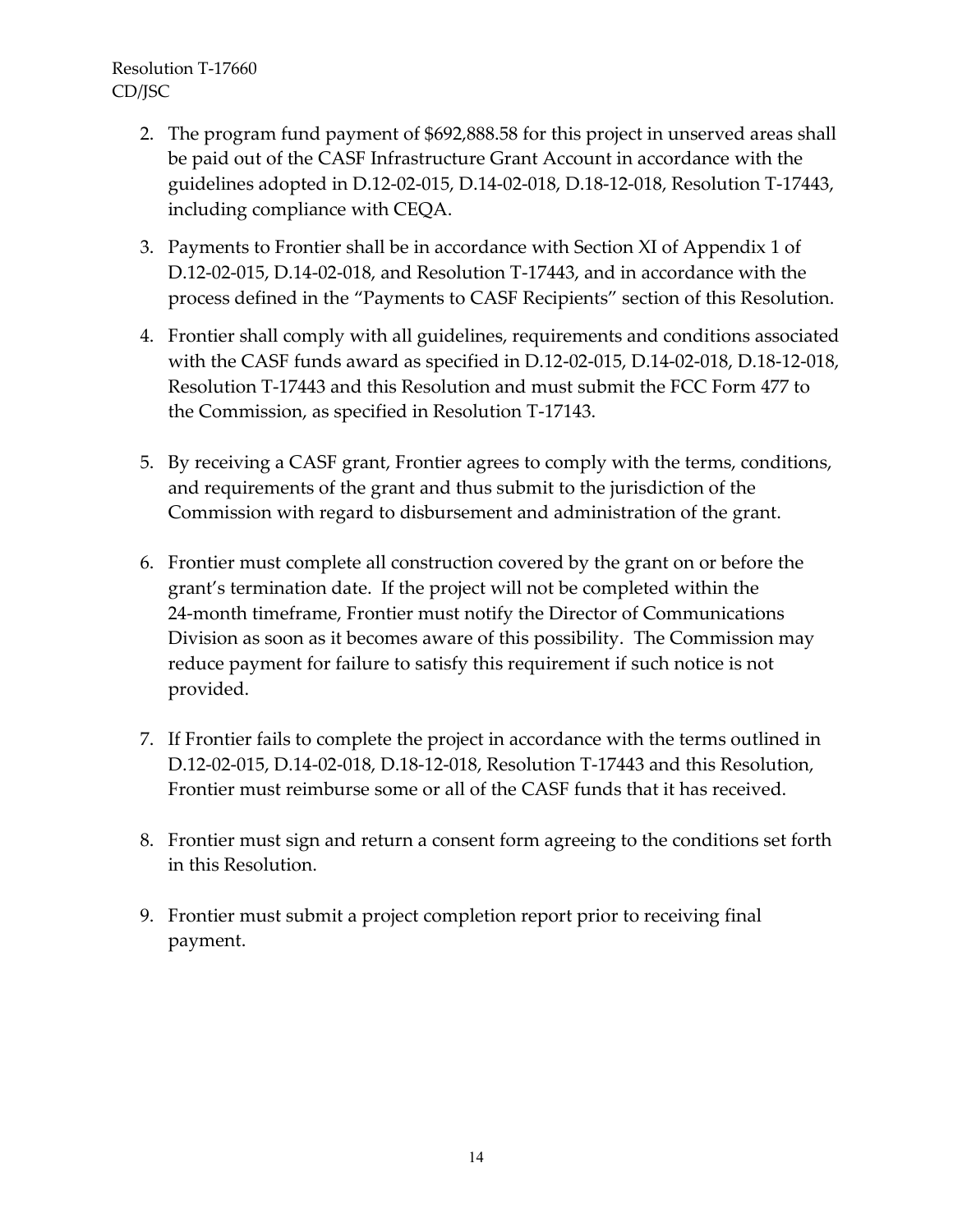2. The program fund payment of $692,888.58 for this project in unserved areas shall be paid out of the CASF Infrastructure Grant Account in accordance with the guidelines adopted in D.12-02-015, D.14-02-018, D.18-12-018, Resolution T-17443, including compliance with CEQA.

3. Payments to Frontier shall be in accordance with Section XI of Appendix 1 of D.12-02-015, D.14-02-018, and Resolution T-17443, and in accordance with the process defined in the "Payments to CASF Recipients" section of this Resolution.

4. Frontier shall comply with all guidelines, requirements and conditions associated with the CASF funds award as specified in D.12-02-015, D.14-02-018, D.18-12-018, Resolution T-17443 and this Resolution and must submit the FCC Form 477 to the Commission, as specified in Resolution T-17143.

5. By receiving a CASF grant, Frontier agrees to comply with the terms, conditions, and requirements of the grant and thus submit to the jurisdiction of the Commission with regard to disbursement and administration of the grant.

6. Frontier must complete all construction covered by the grant on or before the grant's termination date. If the project will not be completed within the 24-month timeframe, Frontier must notify the Director of Communications Division as soon as it becomes aware of this possibility. The Commission may reduce payment for failure to satisfy this requirement if such notice is not provided.

7. If Frontier fails to complete the project in accordance with the terms outlined in D.12-02-015, D.14-02-018, D.18-12-018, Resolution T-17443 and this Resolution, Frontier must reimburse some or all of the CASF funds that it has received.

8. Frontier must sign and return a consent form agreeing to the conditions set forth in this Resolution.

9. Frontier must submit a project completion report prior to receiving final payment.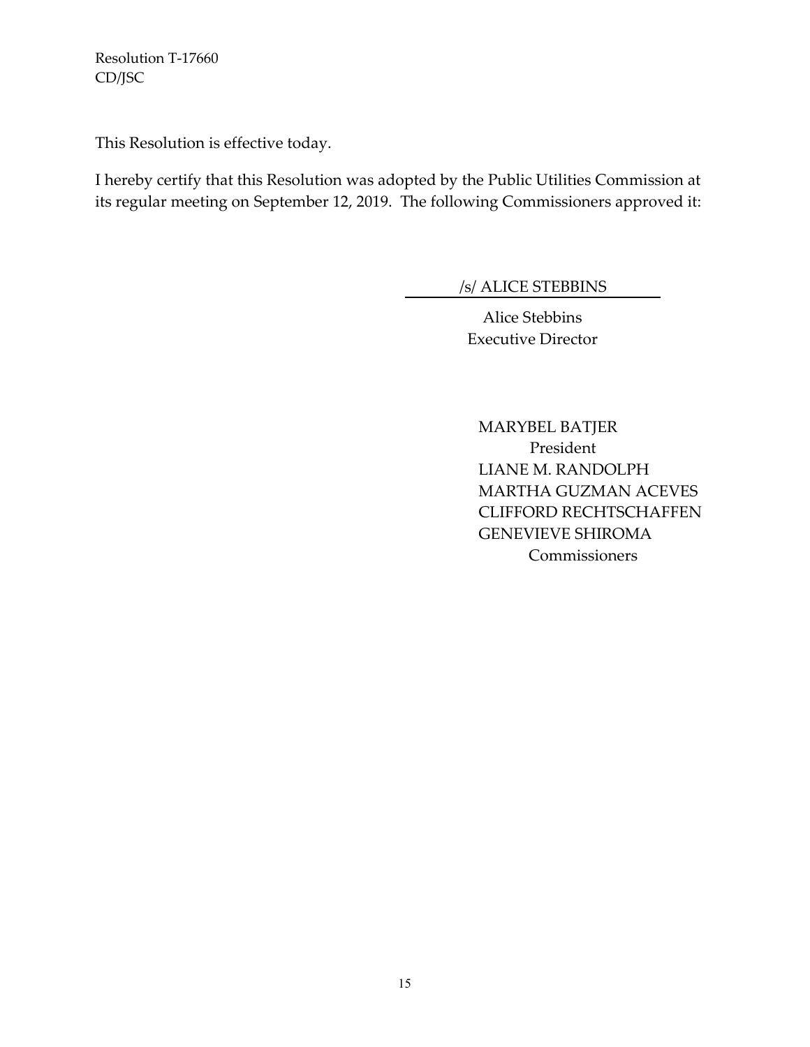This Resolution is effective today.

I hereby certify that this Resolution was adopted by the Public Utilities Commission at its regular meeting on September 12, 2019. The following Commissioners approved it:

/s/ ALICE STEBBINS

Alice Stebbins
Executive Director

MARYBEL BATJER
President
LIANE M. RANDOLPH
MARTHA GUZMAN ACEVES
CLIFFORD RECHTSCHAFFEN
GENEVIEVE SHIROMA
Commissioners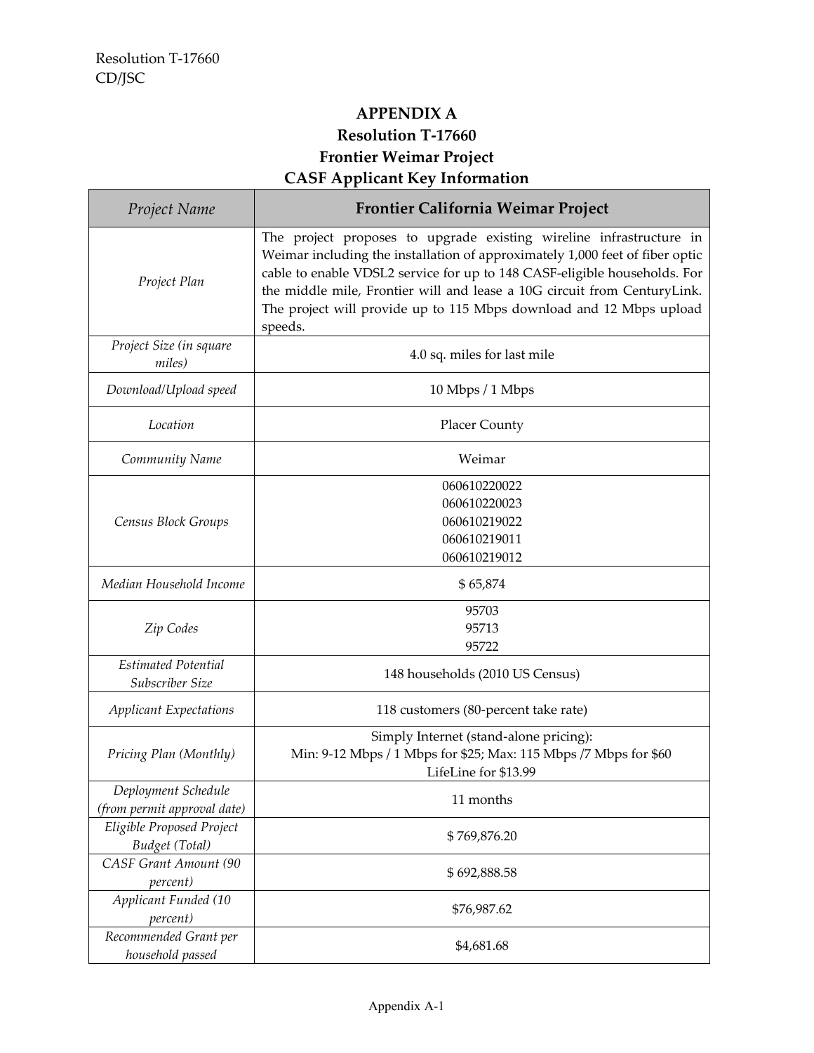## APPENDIX A

## Resolution T-17660

## Frontier Weimar Project

## CASF Applicant Key Information

| *Project Name* | **Frontier California Weimar Project** |
|---|---|
| *Project Plan* | The project proposes to upgrade existing wireline infrastructure in Weimar including the installation of approximately 1,000 feet of fiber optic cable to enable VDSL2 service for up to 148 CASF-eligible households. For the middle mile, Frontier will and lease a 10G circuit from CenturyLink. The project will provide up to 115 Mbps download and 12 Mbps upload speeds. |
| *Project Size (in square miles)* | 4.0 sq. miles for last mile |
| *Download/Upload speed* | 10 Mbps / 1 Mbps |
| *Location* | Placer County |
| *Community Name* | Weimar |
| *Census Block Groups* | 060610220022<br>060610220023<br>060610219022<br>060610219011<br>060610219012 |
| *Median Household Income* | $ 65,874 |
| *Zip Codes* | 95703<br>95713<br>95722 |
| *Estimated Potential Subscriber Size* | 148 households (2010 US Census) |
| *Applicant Expectations* | 118 customers (80-percent take rate) |
| *Pricing Plan (Monthly)* | Simply Internet (stand-alone pricing):<br>Min: 9-12 Mbps / 1 Mbps for $25; Max: 115 Mbps /7 Mbps for $60<br>LifeLine for $13.99 |
| *Deployment Schedule (from permit approval date)* | 11 months |
| *Eligible Proposed Project Budget (Total)* | $ 769,876.20 |
| *CASF Grant Amount (90 percent)* | $ 692,888.58 |
| *Applicant Funded (10 percent)* | $76,987.62 |
| *Recommended Grant per household passed* | $4,681.68 |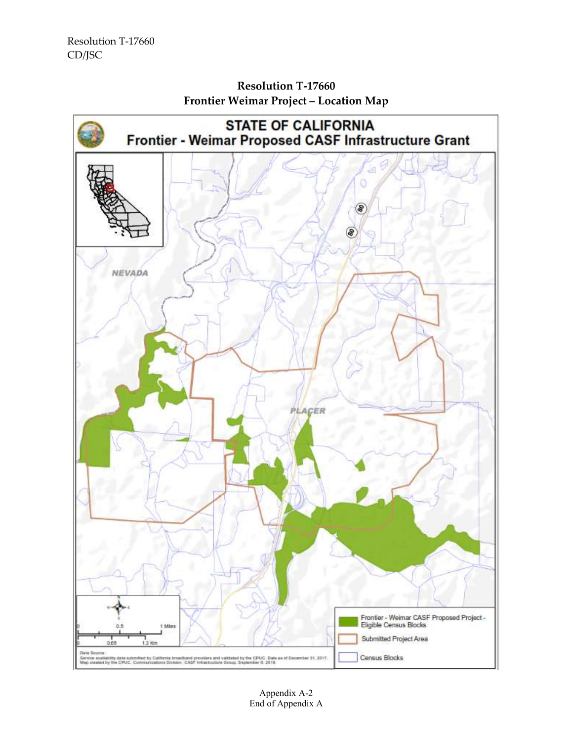**Resolution T-17660**
**Frontier Weimar Project – Location Map**

STATE OF CALIFORNIA
Frontier - Weimar Proposed CASF Infrastructure Grant

NEVADA

PLACER

80

80

0 0.5 1 Miles

0 0.65 1.3 Km

Frontier - Weimar CASF Proposed Project - Eligible Census Blocks

Submitted Project Area

Census Blocks

Data Source:
Service availability data submitted by California broadband providers and validated by the CPUC. Data as of December 31, 2017.
Map created by the CPUC, Communications Division, CASF Infrastructure Group, September 6, 2019.

Appendix A-2
End of Appendix A